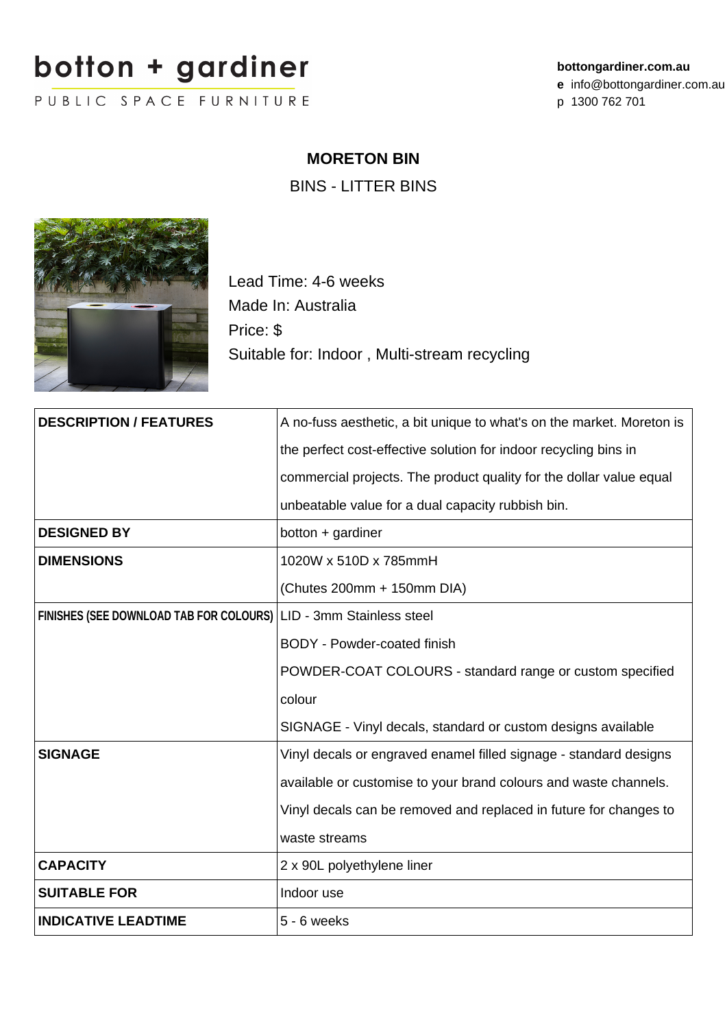botton + gardiner

PUBLIC SPACE FURNITURE

**bottongardiner.com.au**
**e** info@bottongardiner.com.au
p 1300 762 701

# MORETON BIN

BINS - LITTER BINS

Lead Time: 4-6 weeks
Made In: Australia
Price: $
Suitable for: Indoor , Multi-stream recycling

| | |
|---|---|
| **DESCRIPTION / FEATURES** | A no-fuss aesthetic, a bit unique to what's on the market. Moreton is the perfect cost-effective solution for indoor recycling bins in commercial projects. The product quality for the dollar value equal unbeatable value for a dual capacity rubbish bin. |
| **DESIGNED BY** | botton + gardiner |
| **DIMENSIONS** | 1020W x 510D x 785mmH<br>(Chutes 200mm + 150mm DIA) |
| **FINISHES (SEE DOWNLOAD TAB FOR COLOURS)** | LID - 3mm Stainless steel<br>BODY - Powder-coated finish<br>POWDER-COAT COLOURS - standard range or custom specified colour<br>SIGNAGE - Vinyl decals, standard or custom designs available |
| **SIGNAGE** | Vinyl decals or engraved enamel filled signage - standard designs available or customise to your brand colours and waste channels. Vinyl decals can be removed and replaced in future for changes to waste streams |
| **CAPACITY** | 2 x 90L polyethylene liner |
| **SUITABLE FOR** | Indoor use |
| **INDICATIVE LEADTIME** | 5 - 6 weeks |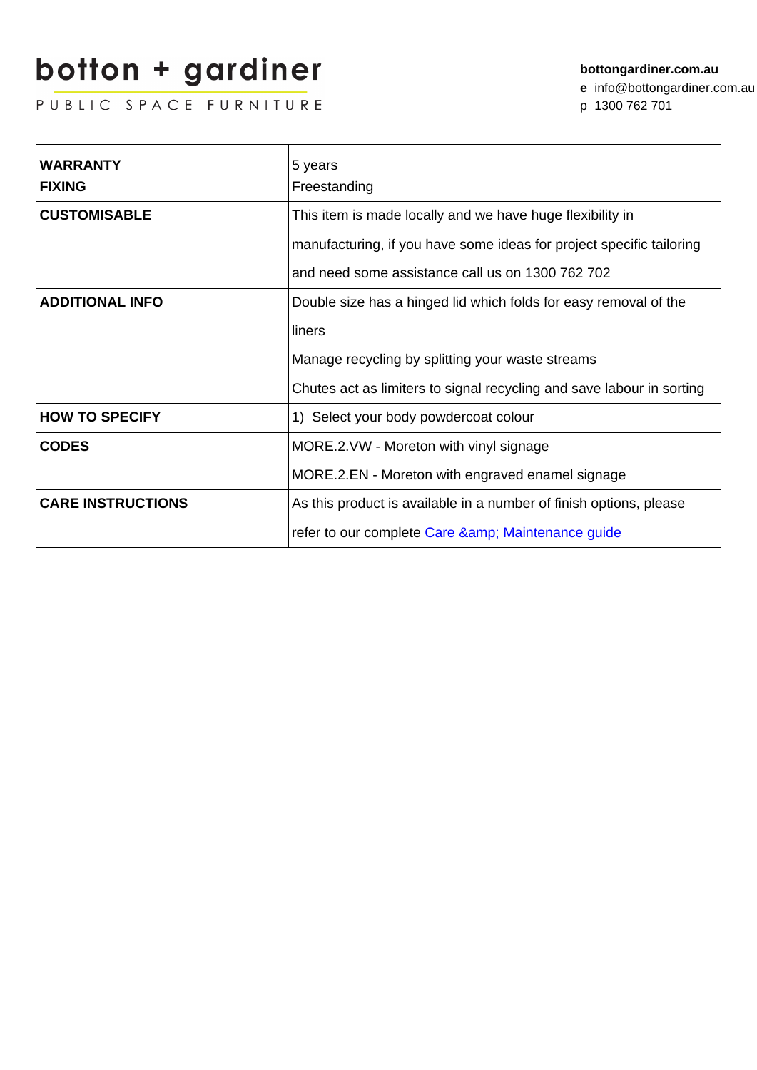botton + gardiner

PUBLIC SPACE FURNITURE

**bottongardiner.com.au**
**e** info@bottongardiner.com.au
p 1300 762 701

| | |
|---|---|
| **WARRANTY** | 5 years |
| **FIXING** | Freestanding |
| **CUSTOMISABLE** | This item is made locally and we have huge flexibility in manufacturing, if you have some ideas for project specific tailoring and need some assistance call us on 1300 762 702 |
| **ADDITIONAL INFO** | Double size has a hinged lid which folds for easy removal of the liners<br>Manage recycling by splitting your waste streams<br>Chutes act as limiters to signal recycling and save labour in sorting |
| **HOW TO SPECIFY** | 1) Select your body powdercoat colour |
| **CODES** | MORE.2.VW - Moreton with vinyl signage<br>MORE.2.EN - Moreton with engraved enamel signage |
| **CARE INSTRUCTIONS** | As this product is available in a number of finish options, please refer to our complete Care &amp; Maintenance guide |